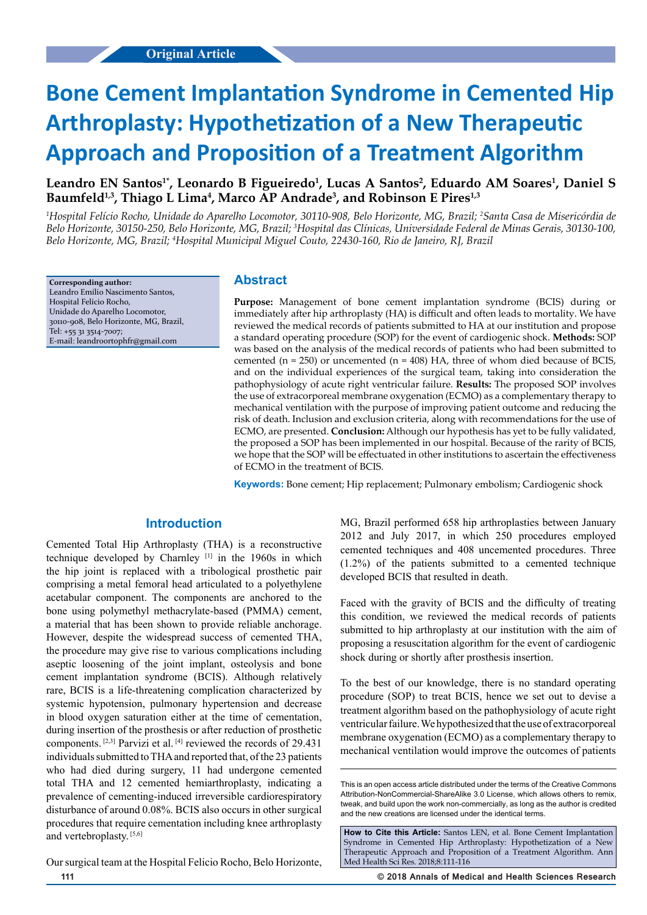Original Article

# Bone Cement Implantation Syndrome in Cemented Hip Arthroplasty: Hypothetization of a New Therapeutic Approach and Proposition of a Treatment Algorithm

**Leandro EN Santos[1*], Leonardo B Figueiredo[1], Lucas A Santos[2], Eduardo AM Soares[1], Daniel S Baumfeld[1,3], Thiago L Lima[4], Marco AP Andrade[3], and Robinson E Pires[1,3]**

*[1]Hospital Felício Rocho, Unidade do Aparelho Locomotor, 30110-908, Belo Horizonte, MG, Brazil; [2]Santa Casa de Misericórdia de Belo Horizonte, 30150-250, Belo Horizonte, MG, Brazil; [3]Hospital das Clínicas, Universidade Federal de Minas Gerais, 30130-100, Belo Horizonte, MG, Brazil; [4]Hospital Municipal Miguel Couto, 22430-160, Rio de Janeiro, RJ, Brazil*

**Corresponding author:**
Leandro Emílio Nascimento Santos,
Hospital Felício Rocho,
Unidade do Aparelho Locomotor,
30110-908, Belo Horizonte, MG, Brazil,
Tel: +55 31 3514-7007;
E-mail: leandroortophfr@gmail.com

## Abstract

**Purpose:** Management of bone cement implantation syndrome (BCIS) during or immediately after hip arthroplasty (HA) is difficult and often leads to mortality. We have reviewed the medical records of patients submitted to HA at our institution and propose a standard operating procedure (SOP) for the event of cardiogenic shock. **Methods:** SOP was based on the analysis of the medical records of patients who had been submitted to cemented (n = 250) or uncemented (n = 408) HA, three of whom died because of BCIS, and on the individual experiences of the surgical team, taking into consideration the pathophysiology of acute right ventricular failure. **Results:** The proposed SOP involves the use of extracorporeal membrane oxygenation (ECMO) as a complementary therapy to mechanical ventilation with the purpose of improving patient outcome and reducing the risk of death. Inclusion and exclusion criteria, along with recommendations for the use of ECMO, are presented. **Conclusion:** Although our hypothesis has yet to be fully validated, the proposed a SOP has been implemented in our hospital. Because of the rarity of BCIS, we hope that the SOP will be effectuated in other institutions to ascertain the effectiveness of ECMO in the treatment of BCIS.

**Keywords:** Bone cement; Hip replacement; Pulmonary embolism; Cardiogenic shock

## Introduction

Cemented Total Hip Arthroplasty (THA) is a reconstructive technique developed by Charnley [1] in the 1960s in which the hip joint is replaced with a tribological prosthetic pair comprising a metal femoral head articulated to a polyethylene acetabular component. The components are anchored to the bone using polymethyl methacrylate-based (PMMA) cement, a material that has been shown to provide reliable anchorage. However, despite the widespread success of cemented THA, the procedure may give rise to various complications including aseptic loosening of the joint implant, osteolysis and bone cement implantation syndrome (BCIS). Although relatively rare, BCIS is a life-threatening complication characterized by systemic hypotension, pulmonary hypertension and decrease in blood oxygen saturation either at the time of cementation, during insertion of the prosthesis or after reduction of prosthetic components. [2,3] Parvizi et al. [4] reviewed the records of 29.431 individuals submitted to THA and reported that, of the 23 patients who had died during surgery, 11 had undergone cemented total THA and 12 cemented hemiarthroplasty, indicating a prevalence of cementing-induced irreversible cardiorespiratory disturbance of around 0.08%. BCIS also occurs in other surgical procedures that require cementation including knee arthroplasty and vertebroplasty. [5,6]

Our surgical team at the Hospital Felicio Rocho, Belo Horizonte, MG, Brazil performed 658 hip arthroplasties between January 2012 and July 2017, in which 250 procedures employed cemented techniques and 408 uncemented procedures. Three (1.2%) of the patients submitted to a cemented technique developed BCIS that resulted in death.

Faced with the gravity of BCIS and the difficulty of treating this condition, we reviewed the medical records of patients submitted to hip arthroplasty at our institution with the aim of proposing a resuscitation algorithm for the event of cardiogenic shock during or shortly after prosthesis insertion.

To the best of our knowledge, there is no standard operating procedure (SOP) to treat BCIS, hence we set out to devise a treatment algorithm based on the pathophysiology of acute right ventricular failure. We hypothesized that the use of extracorporeal membrane oxygenation (ECMO) as a complementary therapy to mechanical ventilation would improve the outcomes of patients

This is an open access article distributed under the terms of the Creative Commons Attribution-NonCommercial-ShareAlike 3.0 License, which allows others to remix, tweak, and build upon the work non-commercially, as long as the author is credited and the new creations are licensed under the identical terms.

**How to Cite this Article:** Santos LEN, et al. Bone Cement Implantation Syndrome in Cemented Hip Arthroplasty: Hypothetization of a New Therapeutic Approach and Proposition of a Treatment Algorithm. Ann Med Health Sci Res. 2018;8:111-116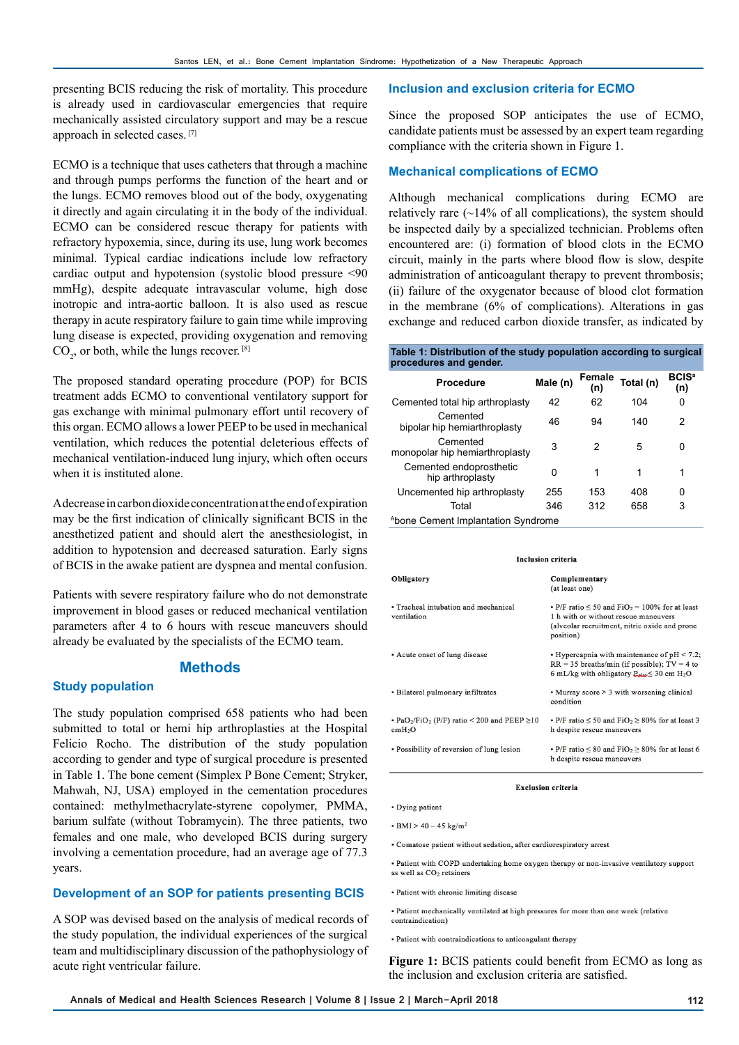presenting BCIS reducing the risk of mortality. This procedure is already used in cardiovascular emergencies that require mechanically assisted circulatory support and may be a rescue approach in selected cases.[7]

ECMO is a technique that uses catheters that through a machine and through pumps performs the function of the heart and or the lungs. ECMO removes blood out of the body, oxygenating it directly and again circulating it in the body of the individual. ECMO can be considered rescue therapy for patients with refractory hypoxemia, since, during its use, lung work becomes minimal. Typical cardiac indications include low refractory cardiac output and hypotension (systolic blood pressure <90 mmHg), despite adequate intravascular volume, high dose inotropic and intra-aortic balloon. It is also used as rescue therapy in acute respiratory failure to gain time while improving lung disease is expected, providing oxygenation and removing $CO_2$, or both, while the lungs recover.[8]

The proposed standard operating procedure (POP) for BCIS treatment adds ECMO to conventional ventilatory support for gas exchange with minimal pulmonary effort until recovery of this organ. ECMO allows a lower PEEP to be used in mechanical ventilation, which reduces the potential deleterious effects of mechanical ventilation-induced lung injury, which often occurs when it is instituted alone.

A decrease in carbon dioxide concentration at the end of expiration may be the first indication of clinically significant BCIS in the anesthetized patient and should alert the anesthesiologist, in addition to hypotension and decreased saturation. Early signs of BCIS in the awake patient are dyspnea and mental confusion.

Patients with severe respiratory failure who do not demonstrate improvement in blood gases or reduced mechanical ventilation parameters after 4 to 6 hours with rescue maneuvers should already be evaluated by the specialists of the ECMO team.

## Methods

### Study population

The study population comprised 658 patients who had been submitted to total or hemi hip arthroplasties at the Hospital Felicio Rocho. The distribution of the study population according to gender and type of surgical procedure is presented in Table 1. The bone cement (Simplex P Bone Cement; Stryker, Mahwah, NJ, USA) employed in the cementation procedures contained: methylmethacrylate-styrene copolymer, PMMA, barium sulfate (without Tobramycin). The three patients, two females and one male, who developed BCIS during surgery involving a cementation procedure, had an average age of 77.3 years.

### Development of an SOP for patients presenting BCIS

A SOP was devised based on the analysis of medical records of the study population, the individual experiences of the surgical team and multidisciplinary discussion of the pathophysiology of acute right ventricular failure.

### Inclusion and exclusion criteria for ECMO

Since the proposed SOP anticipates the use of ECMO, candidate patients must be assessed by an expert team regarding compliance with the criteria shown in Figure 1.

### Mechanical complications of ECMO

Although mechanical complications during ECMO are relatively rare (~14% of all complications), the system should be inspected daily by a specialized technician. Problems often encountered are: (i) formation of blood clots in the ECMO circuit, mainly in the parts where blood flow is slow, despite administration of anticoagulant therapy to prevent thrombosis; (ii) failure of the oxygenator because of blood clot formation in the membrane (6% of complications). Alterations in gas exchange and reduced carbon dioxide transfer, as indicated by

**Table 1: Distribution of the study population according to surgical procedures and gender.**

| Procedure | Male (n) | Female (n) | Total (n) | BCIS[a] (n) |
|---|---|---|---|---|
| Cemented total hip arthroplasty | 42 | 62 | 104 | 0 |
| Cemented bipolar hip hemiarthroplasty | 46 | 94 | 140 | 2 |
| Cemented monopolar hip hemiarthroplasty | 3 | 2 | 5 | 0 |
| Cemented endoprosthetic hip arthroplasty | 0 | 1 | 1 | 1 |
| Uncemented hip arthroplasty | 255 | 153 | 408 | 0 |
| Total | 346 | 312 | 658 | 3 |

[A]bone Cement Implantation Syndrome

**Inclusion criteria**

| Obligatory | Complementary (at least one) |
|---|---|
| • Tracheal intubation and mechanical ventilation | • P/F ratio ≤ 50 and $FiO_2$ = 100% for at least 1 h with or without rescue maneuvers (alveolar recruitment, nitric oxide and prone position) |
| • Acute onset of lung disease | • Hypercapnia with maintenance of pH < 7.2; RR = 35 breaths/min (if possible); TV = 4 to 6 mL/kg with obligatory $P_{plato}$ ≤ 30 cm $H_2O$ |
| • Bilateral pulmonary infiltrates | • Murray score > 3 with worsening clinical condition |
| • $PaO_2/FiO_2$ (P/F) ratio < 200 and PEEP ≥10 cmH₂O | • P/F ratio ≤ 50 and $FiO_2$ ≥ 80% for at least 3 h despite rescue maneuvers |
| • Possibility of reversion of lung lesion | • P/F ratio ≤ 80 and $FiO_2$ ≥ 80% for at least 6 h despite rescue maneuvers |

**Exclusion criteria**

- Dying patient
- BMI > 40 – 45 kg/m²
- Comatose patient without sedation, after cardiorespiratory arrest
- Patient with COPD undertaking home oxygen therapy or non-invasive ventilatory support as well as $CO_2$ retainers
- Patient with chronic limiting disease
- Patient mechanically ventilated at high pressures for more than one week (relative contraindication)
- Patient with contraindications to anticoagulant therapy

**Figure 1:** BCIS patients could benefit from ECMO as long as the inclusion and exclusion criteria are satisfied.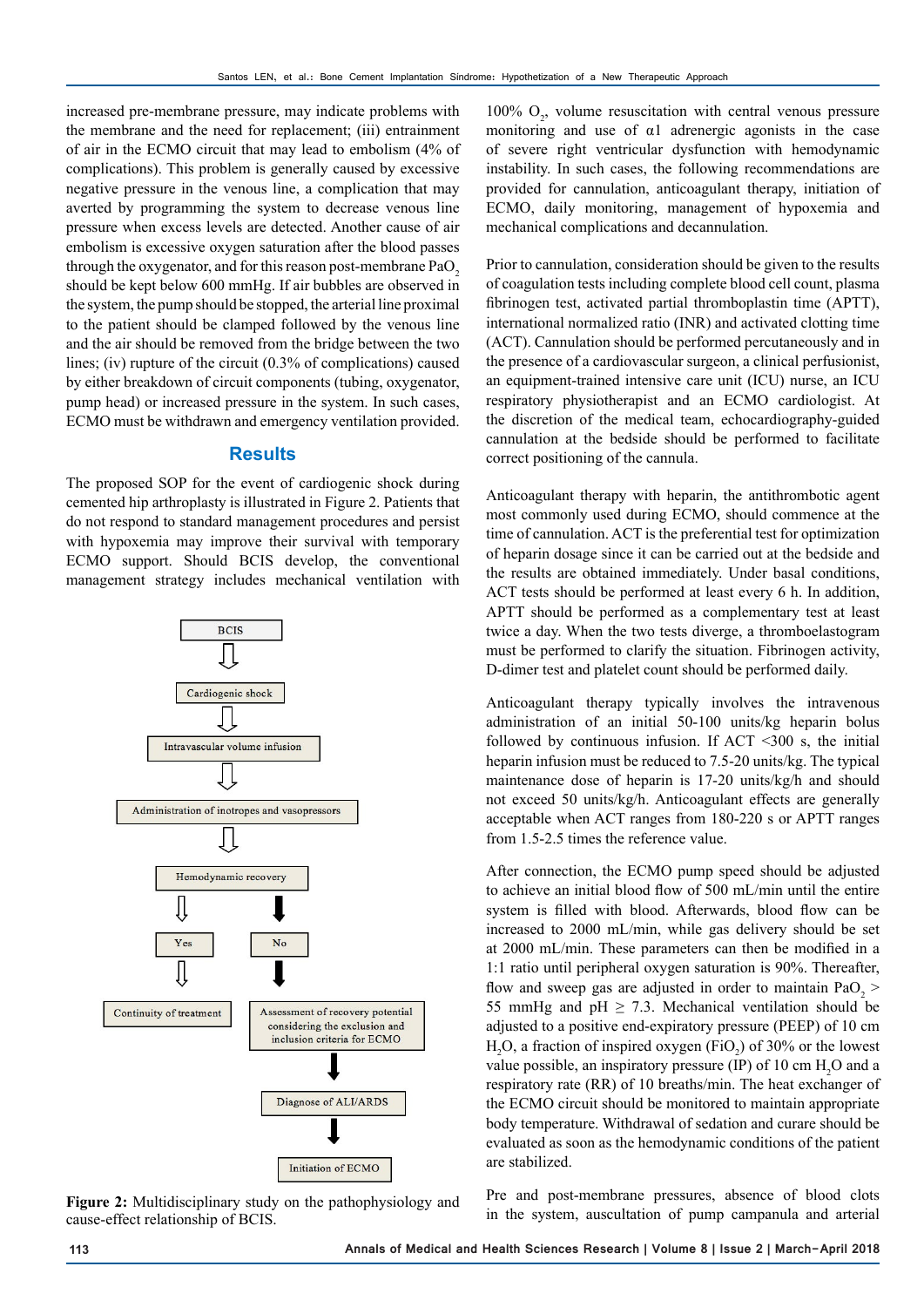increased pre-membrane pressure, may indicate problems with the membrane and the need for replacement; (iii) entrainment of air in the ECMO circuit that may lead to embolism (4% of complications). This problem is generally caused by excessive negative pressure in the venous line, a complication that may averted by programming the system to decrease venous line pressure when excess levels are detected. Another cause of air embolism is excessive oxygen saturation after the blood passes through the oxygenator, and for this reason post-membrane $PaO_2$ should be kept below 600 mmHg. If air bubbles are observed in the system, the pump should be stopped, the arterial line proximal to the patient should be clamped followed by the venous line and the air should be removed from the bridge between the two lines; (iv) rupture of the circuit (0.3% of complications) caused by either breakdown of circuit components (tubing, oxygenator, pump head) or increased pressure in the system. In such cases, ECMO must be withdrawn and emergency ventilation provided.

## Results

The proposed SOP for the event of cardiogenic shock during cemented hip arthroplasty is illustrated in Figure 2. Patients that do not respond to standard management procedures and persist with hypoxemia may improve their survival with temporary ECMO support. Should BCIS develop, the conventional management strategy includes mechanical ventilation with 100% $O_2$, volume resuscitation with central venous pressure monitoring and use of α1 adrenergic agonists in the case of severe right ventricular dysfunction with hemodynamic instability. In such cases, the following recommendations are provided for cannulation, anticoagulant therapy, initiation of ECMO, daily monitoring, management of hypoxemia and mechanical complications and decannulation.

BCIS → Cardiogenic shock → Intravascular volume infusion → Administration of inotropes and vasopressors → Hemodynamic recovery

- Yes → Continuity of treatment
- No → Assessment of recovery potential considering the exclusion and inclusion criteria for ECMO → Diagnose of ALI/ARDS → Initiation of ECMO

**Figure 2:** Multidisciplinary study on the pathophysiology and cause-effect relationship of BCIS.

Prior to cannulation, consideration should be given to the results of coagulation tests including complete blood cell count, plasma fibrinogen test, activated partial thromboplastin time (APTT), international normalized ratio (INR) and activated clotting time (ACT). Cannulation should be performed percutaneously and in the presence of a cardiovascular surgeon, a clinical perfusionist, an equipment-trained intensive care unit (ICU) nurse, an ICU respiratory physiotherapist and an ECMO cardiologist. At the discretion of the medical team, echocardiography-guided cannulation at the bedside should be performed to facilitate correct positioning of the cannula.

Anticoagulant therapy with heparin, the antithrombotic agent most commonly used during ECMO, should commence at the time of cannulation. ACT is the preferential test for optimization of heparin dosage since it can be carried out at the bedside and the results are obtained immediately. Under basal conditions, ACT tests should be performed at least every 6 h. In addition, APTT should be performed as a complementary test at least twice a day. When the two tests diverge, a thromboelastogram must be performed to clarify the situation. Fibrinogen activity, D-dimer test and platelet count should be performed daily.

Anticoagulant therapy typically involves the intravenous administration of an initial 50-100 units/kg heparin bolus followed by continuous infusion. If ACT <300 s, the initial heparin infusion must be reduced to 7.5-20 units/kg. The typical maintenance dose of heparin is 17-20 units/kg/h and should not exceed 50 units/kg/h. Anticoagulant effects are generally acceptable when ACT ranges from 180-220 s or APTT ranges from 1.5-2.5 times the reference value.

After connection, the ECMO pump speed should be adjusted to achieve an initial blood flow of 500 mL/min until the entire system is filled with blood. Afterwards, blood flow can be increased to 2000 mL/min, while gas delivery should be set at 2000 mL/min. These parameters can then be modified in a 1:1 ratio until peripheral oxygen saturation is 90%. Thereafter, flow and sweep gas are adjusted in order to maintain $PaO_2$ > 55 mmHg and pH ≥ 7.3. Mechanical ventilation should be adjusted to a positive end-expiratory pressure (PEEP) of 10 cm $H_2O$, a fraction of inspired oxygen ($FiO_2$) of 30% or the lowest value possible, an inspiratory pressure (IP) of 10 cm $H_2O$ and a respiratory rate (RR) of 10 breaths/min. The heat exchanger of the ECMO circuit should be monitored to maintain appropriate body temperature. Withdrawal of sedation and curare should be evaluated as soon as the hemodynamic conditions of the patient are stabilized.

Pre and post-membrane pressures, absence of blood clots in the system, auscultation of pump campanula and arterial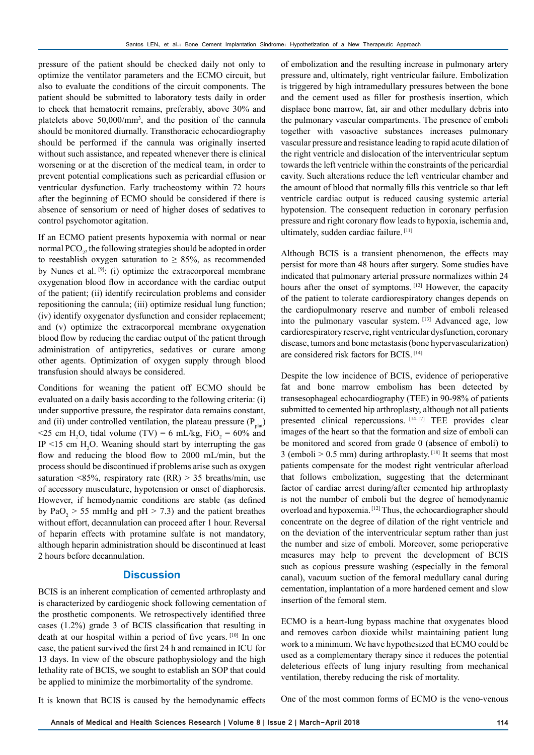pressure of the patient should be checked daily not only to optimize the ventilator parameters and the ECMO circuit, but also to evaluate the conditions of the circuit components. The patient should be submitted to laboratory tests daily in order to check that hematocrit remains, preferably, above 30% and platelets above 50,000/mm$^3$, and the position of the cannula should be monitored diurnally. Transthoracic echocardiography should be performed if the cannula was originally inserted without such assistance, and repeated whenever there is clinical worsening or at the discretion of the medical team, in order to prevent potential complications such as pericardial effusion or ventricular dysfunction. Early tracheostomy within 72 hours after the beginning of ECMO should be considered if there is absence of sensorium or need of higher doses of sedatives to control psychomotor agitation.

If an ECMO patient presents hypoxemia with normal or near normal $PCO_2$, the following strategies should be adopted in order to reestablish oxygen saturation to ≥ 85%, as recommended by Nunes et al. [9]: (i) optimize the extracorporeal membrane oxygenation blood flow in accordance with the cardiac output of the patient; (ii) identify recirculation problems and consider repositioning the cannula; (iii) optimize residual lung function; (iv) identify oxygenator dysfunction and consider replacement; and (v) optimize the extracorporeal membrane oxygenation blood flow by reducing the cardiac output of the patient through administration of antipyretics, sedatives or curare among other agents. Optimization of oxygen supply through blood transfusion should always be considered.

Conditions for weaning the patient off ECMO should be evaluated on a daily basis according to the following criteria: (i) under supportive pressure, the respirator data remains constant, and (ii) under controlled ventilation, the plateau pressure ($P_{plat}$) <25 cm $H_2O$, tidal volume (TV) = 6 mL/kg, $FiO_2$ = 60% and IP <15 cm $H_2O$. Weaning should start by interrupting the gas flow and reducing the blood flow to 2000 mL/min, but the process should be discontinued if problems arise such as oxygen saturation <85%, respiratory rate (RR) > 35 breaths/min, use of accessory musculature, hypotension or onset of diaphoresis. However, if hemodynamic conditions are stable (as defined by $PaO_2$ > 55 mmHg and pH > 7.3) and the patient breathes without effort, decannulation can proceed after 1 hour. Reversal of heparin effects with protamine sulfate is not mandatory, although heparin administration should be discontinued at least 2 hours before decannulation.

## Discussion

BCIS is an inherent complication of cemented arthroplasty and is characterized by cardiogenic shock following cementation of the prosthetic components. We retrospectively identified three cases (1.2%) grade 3 of BCIS classification that resulting in death at our hospital within a period of five years. [10] In one case, the patient survived the first 24 h and remained in ICU for 13 days. In view of the obscure pathophysiology and the high lethality rate of BCIS, we sought to establish an SOP that could be applied to minimize the morbimortality of the syndrome.

It is known that BCIS is caused by the hemodynamic effects of embolization and the resulting increase in pulmonary artery pressure and, ultimately, right ventricular failure. Embolization is triggered by high intramedullary pressures between the bone and the cement used as filler for prosthesis insertion, which displace bone marrow, fat, air and other medullary debris into the pulmonary vascular compartments. The presence of emboli together with vasoactive substances increases pulmonary vascular pressure and resistance leading to rapid acute dilation of the right ventricle and dislocation of the interventricular septum towards the left ventricle within the constraints of the pericardial cavity. Such alterations reduce the left ventricular chamber and the amount of blood that normally fills this ventricle so that left ventricle cardiac output is reduced causing systemic arterial hypotension. The consequent reduction in coronary perfusion pressure and right coronary flow leads to hypoxia, ischemia and, ultimately, sudden cardiac failure. [11]

Although BCIS is a transient phenomenon, the effects may persist for more than 48 hours after surgery. Some studies have indicated that pulmonary arterial pressure normalizes within 24 hours after the onset of symptoms. [12] However, the capacity of the patient to tolerate cardiorespiratory changes depends on the cardiopulmonary reserve and number of emboli released into the pulmonary vascular system. [13] Advanced age, low cardiorespiratory reserve, right ventricular dysfunction, coronary disease, tumors and bone metastasis (bone hypervascularization) are considered risk factors for BCIS. [14]

Despite the low incidence of BCIS, evidence of perioperative fat and bone marrow embolism has been detected by transesophageal echocardiography (TEE) in 90-98% of patients submitted to cemented hip arthroplasty, although not all patients presented clinical repercussions. [14-17] TEE provides clear images of the heart so that the formation and size of emboli can be monitored and scored from grade 0 (absence of emboli) to 3 (emboli > 0.5 mm) during arthroplasty. [18] It seems that most patients compensate for the modest right ventricular afterload that follows embolization, suggesting that the determinant factor of cardiac arrest during/after cemented hip arthroplasty is not the number of emboli but the degree of hemodynamic overload and hypoxemia. [12] Thus, the echocardiographer should concentrate on the degree of dilation of the right ventricle and on the deviation of the interventricular septum rather than just the number and size of emboli. Moreover, some perioperative measures may help to prevent the development of BCIS such as copious pressure washing (especially in the femoral canal), vacuum suction of the femoral medullary canal during cementation, implantation of a more hardened cement and slow insertion of the femoral stem.

ECMO is a heart-lung bypass machine that oxygenates blood and removes carbon dioxide whilst maintaining patient lung work to a minimum. We have hypothesized that ECMO could be used as a complementary therapy since it reduces the potential deleterious effects of lung injury resulting from mechanical ventilation, thereby reducing the risk of mortality.

One of the most common forms of ECMO is the veno-venous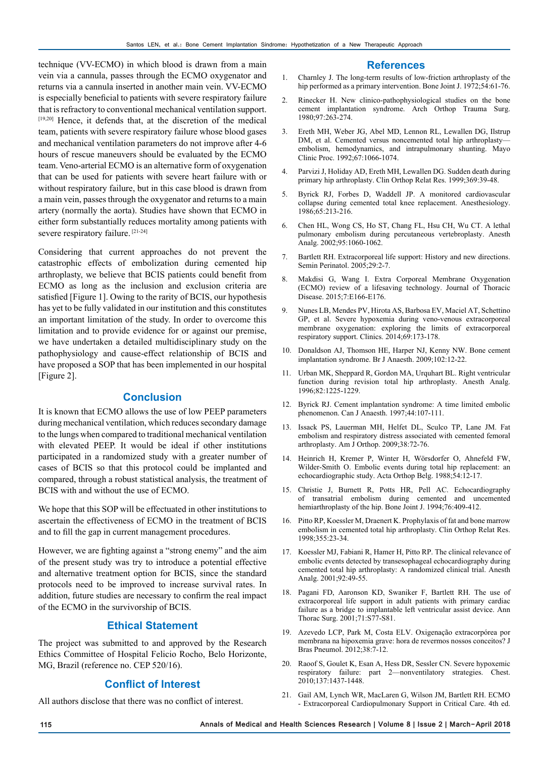technique (VV-ECMO) in which blood is drawn from a main vein via a cannula, passes through the ECMO oxygenator and returns via a cannula inserted in another main vein. VV-ECMO is especially beneficial to patients with severe respiratory failure that is refractory to conventional mechanical ventilation support.[19,20] Hence, it defends that, at the discretion of the medical team, patients with severe respiratory failure whose blood gases and mechanical ventilation parameters do not improve after 4-6 hours of rescue maneuvers should be evaluated by the ECMO team. Veno-arterial ECMO is an alternative form of oxygenation that can be used for patients with severe heart failure with or without respiratory failure, but in this case blood is drawn from a main vein, passes through the oxygenator and returns to a main artery (normally the aorta). Studies have shown that ECMO in either form substantially reduces mortality among patients with severe respiratory failure.[21-24]

Considering that current approaches do not prevent the catastrophic effects of embolization during cemented hip arthroplasty, we believe that BCIS patients could benefit from ECMO as long as the inclusion and exclusion criteria are satisfied [Figure 1]. Owing to the rarity of BCIS, our hypothesis has yet to be fully validated in our institution and this constitutes an important limitation of the study. In order to overcome this limitation and to provide evidence for or against our premise, we have undertaken a detailed multidisciplinary study on the pathophysiology and cause-effect relationship of BCIS and have proposed a SOP that has been implemented in our hospital [Figure 2].

## Conclusion

It is known that ECMO allows the use of low PEEP parameters during mechanical ventilation, which reduces secondary damage to the lungs when compared to traditional mechanical ventilation with elevated PEEP. It would be ideal if other institutions participated in a randomized study with a greater number of cases of BCIS so that this protocol could be implanted and compared, through a robust statistical analysis, the treatment of BCIS with and without the use of ECMO.

We hope that this SOP will be effectuated in other institutions to ascertain the effectiveness of ECMO in the treatment of BCIS and to fill the gap in current management procedures.

However, we are fighting against a "strong enemy" and the aim of the present study was try to introduce a potential effective and alternative treatment option for BCIS, since the standard protocols need to be improved to increase survival rates. In addition, future studies are necessary to confirm the real impact of the ECMO in the survivorship of BCIS.

## Ethical Statement

The project was submitted to and approved by the Research Ethics Committee of Hospital Felicio Rocho, Belo Horizonte, MG, Brazil (reference no. CEP 520/16).

## Conflict of Interest

All authors disclose that there was no conflict of interest.

## References

1. Charnley J. The long-term results of low-friction arthroplasty of the hip performed as a primary intervention. Bone Joint J. 1972;54:61-76.
2. Rinecker H. New clinico-pathophysiological studies on the bone cement implantation syndrome. Arch Orthop Trauma Surg. 1980;97:263-274.
3. Ereth MH, Weber JG, Abel MD, Lennon RL, Lewallen DG, Ilstrup DM, et al. Cemented versus noncemented total hip arthroplasty—embolism, hemodynamics, and intrapulmonary shunting. Mayo Clinic Proc. 1992;67:1066-1074.
4. Parvizi J, Holiday AD, Ereth MH, Lewallen DG. Sudden death during primary hip arthroplasty. Clin Orthop Relat Res. 1999;369:39-48.
5. Byrick RJ, Forbes D, Waddell JP. A monitored cardiovascular collapse during cemented total knee replacement. Anesthesiology. 1986;65:213-216.
6. Chen HL, Wong CS, Ho ST, Chang FL, Hsu CH, Wu CT. A lethal pulmonary embolism during percutaneous vertebroplasty. Anesth Analg. 2002;95:1060-1062.
7. Bartlett RH. Extracorporeal life support: History and new directions. Semin Perinatol. 2005;29:2-7.
8. Makdisi G, Wang I. Extra Corporeal Membrane Oxygenation (ECMO) review of a lifesaving technology. Journal of Thoracic Disease. 2015;7:E166-E176.
9. Nunes LB, Mendes PV, Hirota AS, Barbosa EV, Maciel AT, Schettino GP, et al. Severe hypoxemia during veno-venous extracorporeal membrane oxygenation: exploring the limits of extracorporeal respiratory support. Clinics. 2014;69:173-178.
10. Donaldson AJ, Thomson HE, Harper NJ, Kenny NW. Bone cement implantation syndrome. Br J Anaesth. 2009;102:12-22.
11. Urban MK, Sheppard R, Gordon MA, Urquhart BL. Right ventricular function during revision total hip arthroplasty. Anesth Analg. 1996;82:1225-1229.
12. Byrick RJ. Cement implantation syndrome: A time limited embolic phenomenon. Can J Anaesth. 1997;44:107-111.
13. Issack PS, Lauerman MH, Helfet DL, Sculco TP, Lane JM. Fat embolism and respiratory distress associated with cemented femoral arthroplasty. Am J Orthop. 2009;38:72-76.
14. Heinrich H, Kremer P, Winter H, Wörsdorfer O, Ahnefeld FW, Wilder-Smith O. Embolic events during total hip replacement: an echocardiographic study. Acta Orthop Belg. 1988;54:12-17.
15. Christie J, Burnett R, Potts HR, Pell AC. Echocardiography of transatrial embolism during cemented and uncemented hemiarthroplasty of the hip. Bone Joint J. 1994;76:409-412.
16. Pitto RP, Koessler M, Draenert K. Prophylaxis of fat and bone marrow embolism in cemented total hip arthroplasty. Clin Orthop Relat Res. 1998;355:23-34.
17. Koessler MJ, Fabiani R, Hamer H, Pitto RP. The clinical relevance of embolic events detected by transesophageal echocardiography during cemented total hip arthroplasty: A randomized clinical trial. Anesth Analg. 2001;92:49-55.
18. Pagani FD, Aaronson KD, Swaniker F, Bartlett RH. The use of extracorporeal life support in adult patients with primary cardiac failure as a bridge to implantable left ventricular assist device. Ann Thorac Surg. 2001;71:S77-S81.
19. Azevedo LCP, Park M, Costa ELV. Oxigenação extracorpórea por membrana na hipoxemia grave: hora de revermos nossos conceitos? J Bras Pneumol. 2012;38:7-12.
20. Raoof S, Goulet K, Esan A, Hess DR, Sessler CN. Severe hypoxemic respiratory failure: part 2—nonventilatory strategies. Chest. 2010;137:1437-1448.
21. Gail AM, Lynch WR, MacLaren G, Wilson JM, Bartlett RH. ECMO - Extracorporeal Cardiopulmonary Support in Critical Care. 4th ed.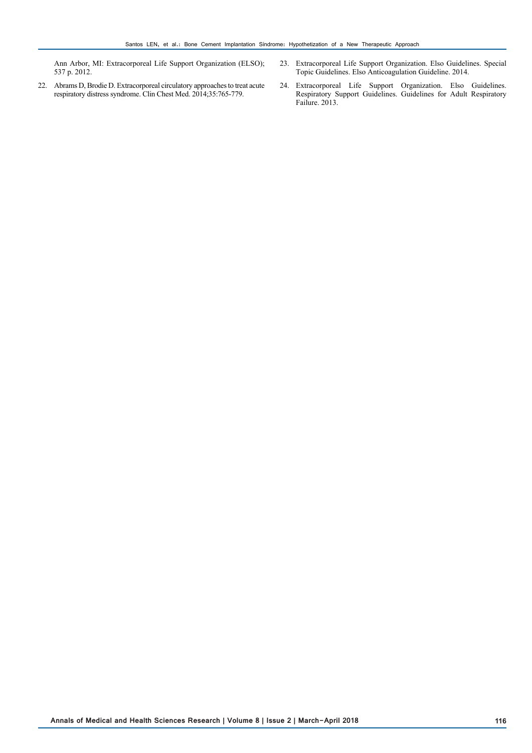Ann Arbor, MI: Extracorporeal Life Support Organization (ELSO); 537 p. 2012.

22. Abrams D, Brodie D. Extracorporeal circulatory approaches to treat acute respiratory distress syndrome. Clin Chest Med. 2014;35:765-779.

23. Extracorporeal Life Support Organization. Elso Guidelines. Special Topic Guidelines. Elso Anticoagulation Guideline. 2014.

24. Extracorporeal Life Support Organization. Elso Guidelines. Respiratory Support Guidelines. Guidelines for Adult Respiratory Failure. 2013.